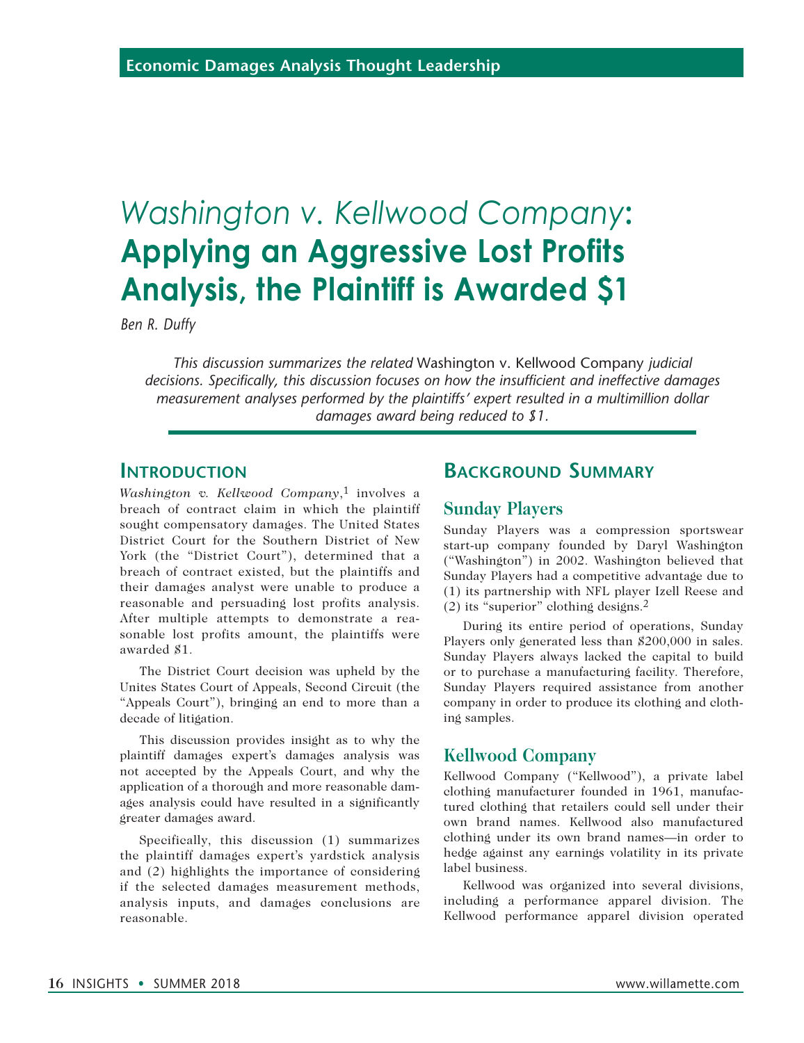Economic Damages Analysis Thought Leadership

# *Washington v. Kellwood Company*: Applying an Aggressive Lost Profits Analysis, the Plaintiff is Awarded $1

*Ben R. Duffy*

*This discussion summarizes the related* Washington v. Kellwood Company *judicial decisions. Specifically, this discussion focuses on how the insufficient and ineffective damages measurement analyses performed by the plaintiffs' expert resulted in a multimillion dollar damages award being reduced to $1.*

## Introduction

*Washington v. Kellwood Company*,[1] involves a breach of contract claim in which the plaintiff sought compensatory damages. The United States District Court for the Southern District of New York (the "District Court"), determined that a breach of contract existed, but the plaintiffs and their damages analyst were unable to produce a reasonable and persuading lost profits analysis. After multiple attempts to demonstrate a reasonable lost profits amount, the plaintiffs were awarded $1.

The District Court decision was upheld by the Unites States Court of Appeals, Second Circuit (the "Appeals Court"), bringing an end to more than a decade of litigation.

This discussion provides insight as to why the plaintiff damages expert's damages analysis was not accepted by the Appeals Court, and why the application of a thorough and more reasonable damages analysis could have resulted in a significantly greater damages award.

Specifically, this discussion (1) summarizes the plaintiff damages expert's yardstick analysis and (2) highlights the importance of considering if the selected damages measurement methods, analysis inputs, and damages conclusions are reasonable.

## Background Summary

### Sunday Players

Sunday Players was a compression sportswear start-up company founded by Daryl Washington ("Washington") in 2002. Washington believed that Sunday Players had a competitive advantage due to (1) its partnership with NFL player Izell Reese and (2) its "superior" clothing designs.[2]

During its entire period of operations, Sunday Players only generated less than $200,000 in sales. Sunday Players always lacked the capital to build or to purchase a manufacturing facility. Therefore, Sunday Players required assistance from another company in order to produce its clothing and clothing samples.

### Kellwood Company

Kellwood Company ("Kellwood"), a private label clothing manufacturer founded in 1961, manufactured clothing that retailers could sell under their own brand names. Kellwood also manufactured clothing under its own brand names—in order to hedge against any earnings volatility in its private label business.

Kellwood was organized into several divisions, including a performance apparel division. The Kellwood performance apparel division operated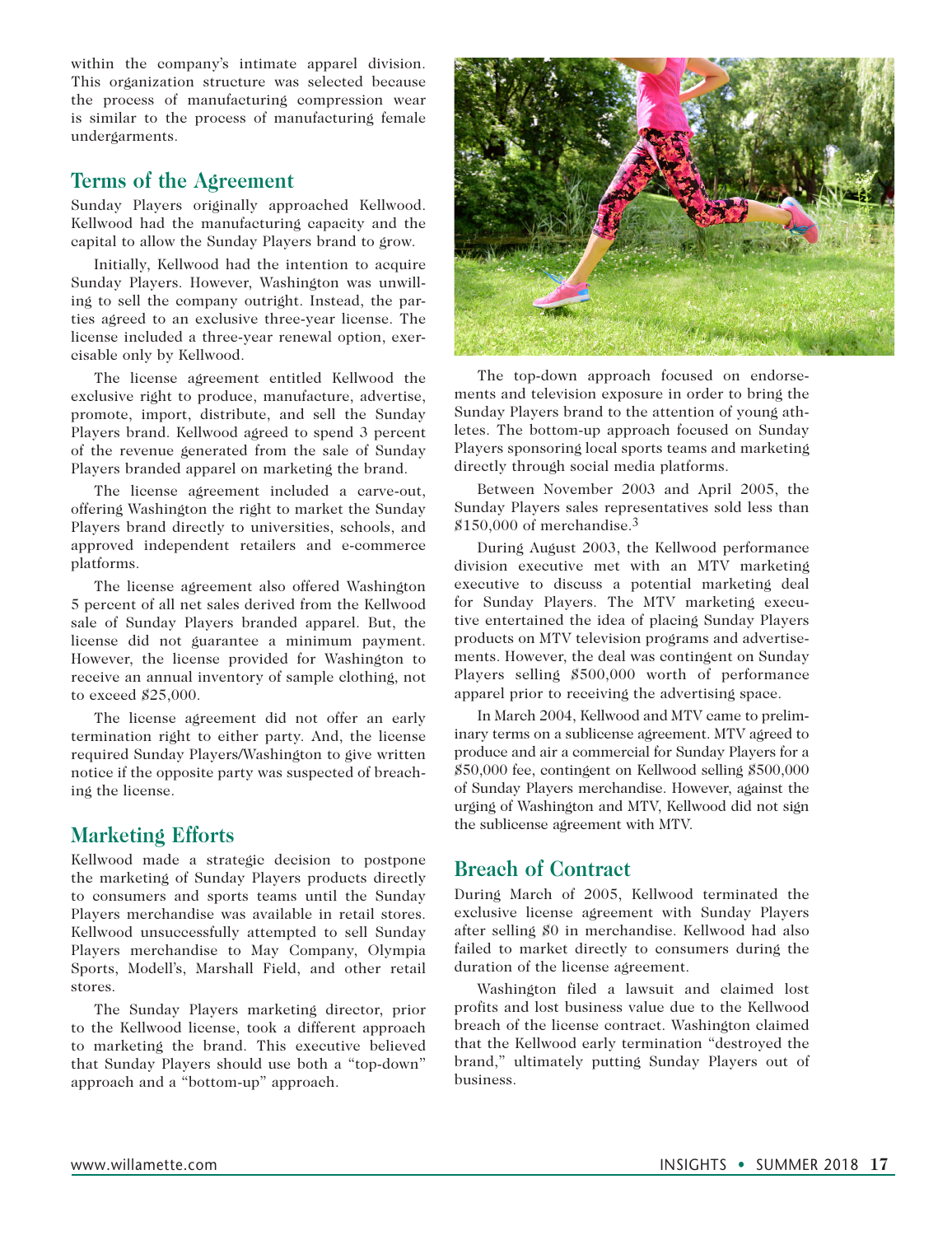within the company's intimate apparel division. This organization structure was selected because the process of manufacturing compression wear is similar to the process of manufacturing female undergarments.

## Terms of the Agreement

Sunday Players originally approached Kellwood. Kellwood had the manufacturing capacity and the capital to allow the Sunday Players brand to grow.

Initially, Kellwood had the intention to acquire Sunday Players. However, Washington was unwilling to sell the company outright. Instead, the parties agreed to an exclusive three-year license. The license included a three-year renewal option, exercisable only by Kellwood.

The license agreement entitled Kellwood the exclusive right to produce, manufacture, advertise, promote, import, distribute, and sell the Sunday Players brand. Kellwood agreed to spend 3 percent of the revenue generated from the sale of Sunday Players branded apparel on marketing the brand.

The license agreement included a carve-out, offering Washington the right to market the Sunday Players brand directly to universities, schools, and approved independent retailers and e-commerce platforms.

The license agreement also offered Washington 5 percent of all net sales derived from the Kellwood sale of Sunday Players branded apparel. But, the license did not guarantee a minimum payment. However, the license provided for Washington to receive an annual inventory of sample clothing, not to exceed $25,000.

The license agreement did not offer an early termination right to either party. And, the license required Sunday Players/Washington to give written notice if the opposite party was suspected of breaching the license.

## Marketing Efforts

Kellwood made a strategic decision to postpone the marketing of Sunday Players products directly to consumers and sports teams until the Sunday Players merchandise was available in retail stores. Kellwood unsuccessfully attempted to sell Sunday Players merchandise to May Company, Olympia Sports, Modell's, Marshall Field, and other retail stores.

The Sunday Players marketing director, prior to the Kellwood license, took a different approach to marketing the brand. This executive believed that Sunday Players should use both a "top-down" approach and a "bottom-up" approach.

The top-down approach focused on endorsements and television exposure in order to bring the Sunday Players brand to the attention of young athletes. The bottom-up approach focused on Sunday Players sponsoring local sports teams and marketing directly through social media platforms.

Between November 2003 and April 2005, the Sunday Players sales representatives sold less than $150,000 of merchandise.[3]

During August 2003, the Kellwood performance division executive met with an MTV marketing executive to discuss a potential marketing deal for Sunday Players. The MTV marketing executive entertained the idea of placing Sunday Players products on MTV television programs and advertisements. However, the deal was contingent on Sunday Players selling $500,000 worth of performance apparel prior to receiving the advertising space.

In March 2004, Kellwood and MTV came to preliminary terms on a sublicense agreement. MTV agreed to produce and air a commercial for Sunday Players for a $50,000 fee, contingent on Kellwood selling $500,000 of Sunday Players merchandise. However, against the urging of Washington and MTV, Kellwood did not sign the sublicense agreement with MTV.

## Breach of Contract

During March of 2005, Kellwood terminated the exclusive license agreement with Sunday Players after selling $0 in merchandise. Kellwood had also failed to market directly to consumers during the duration of the license agreement.

Washington filed a lawsuit and claimed lost profits and lost business value due to the Kellwood breach of the license contract. Washington claimed that the Kellwood early termination "destroyed the brand," ultimately putting Sunday Players out of business.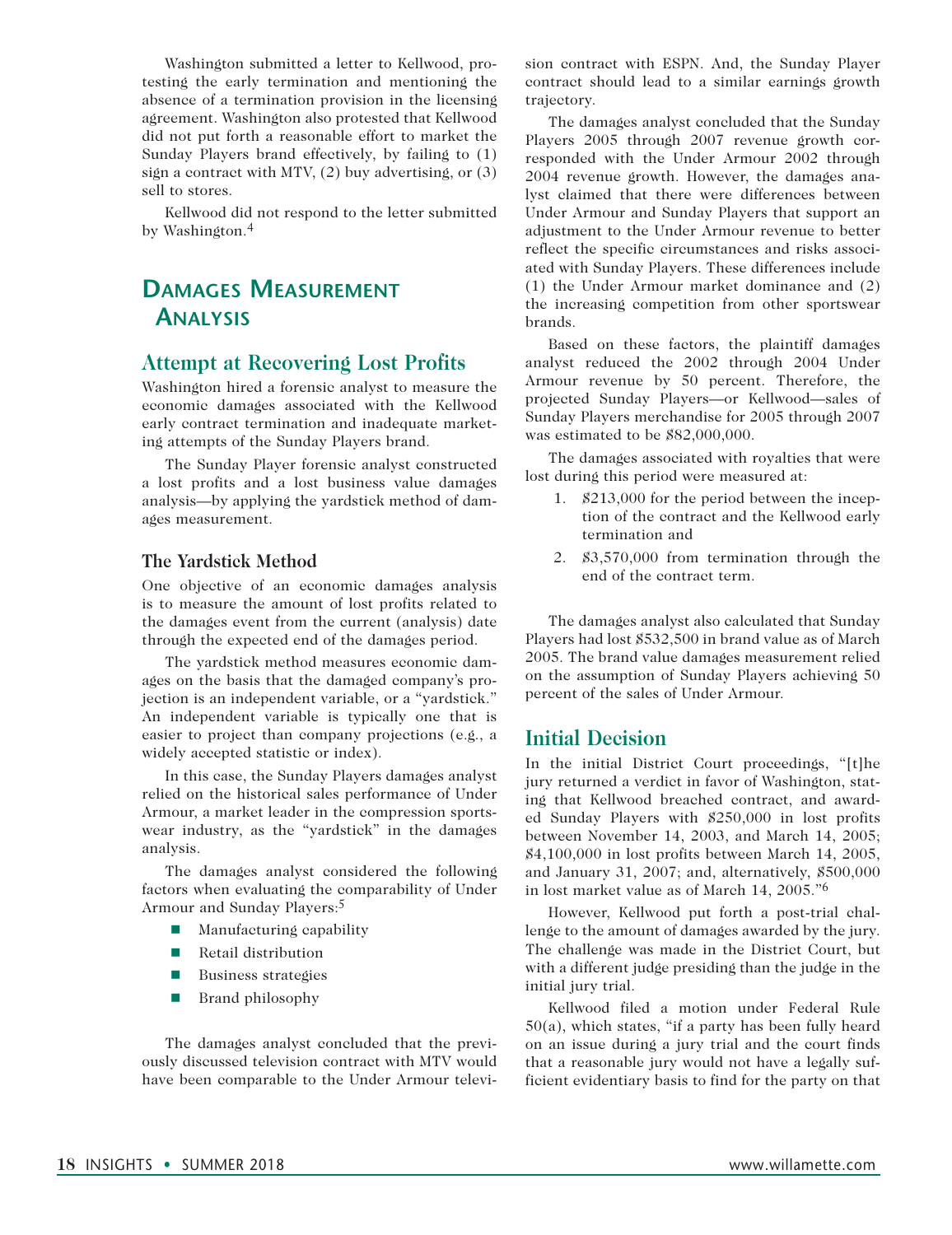Washington submitted a letter to Kellwood, protesting the early termination and mentioning the absence of a termination provision in the licensing agreement. Washington also protested that Kellwood did not put forth a reasonable effort to market the Sunday Players brand effectively, by failing to (1) sign a contract with MTV, (2) buy advertising, or (3) sell to stores.

Kellwood did not respond to the letter submitted by Washington.[4]

# Damages Measurement Analysis

## Attempt at Recovering Lost Profits

Washington hired a forensic analyst to measure the economic damages associated with the Kellwood early contract termination and inadequate marketing attempts of the Sunday Players brand.

The Sunday Player forensic analyst constructed a lost profits and a lost business value damages analysis—by applying the yardstick method of damages measurement.

### The Yardstick Method

One objective of an economic damages analysis is to measure the amount of lost profits related to the damages event from the current (analysis) date through the expected end of the damages period.

The yardstick method measures economic damages on the basis that the damaged company's projection is an independent variable, or a "yardstick." An independent variable is typically one that is easier to project than company projections (e.g., a widely accepted statistic or index).

In this case, the Sunday Players damages analyst relied on the historical sales performance of Under Armour, a market leader in the compression sportswear industry, as the "yardstick" in the damages analysis.

The damages analyst considered the following factors when evaluating the comparability of Under Armour and Sunday Players:[5]

- Manufacturing capability
- Retail distribution
- Business strategies
- Brand philosophy

The damages analyst concluded that the previously discussed television contract with MTV would have been comparable to the Under Armour television contract with ESPN. And, the Sunday Player contract should lead to a similar earnings growth trajectory.

The damages analyst concluded that the Sunday Players 2005 through 2007 revenue growth corresponded with the Under Armour 2002 through 2004 revenue growth. However, the damages analyst claimed that there were differences between Under Armour and Sunday Players that support an adjustment to the Under Armour revenue to better reflect the specific circumstances and risks associated with Sunday Players. These differences include (1) the Under Armour market dominance and (2) the increasing competition from other sportswear brands.

Based on these factors, the plaintiff damages analyst reduced the 2002 through 2004 Under Armour revenue by 50 percent. Therefore, the projected Sunday Players—or Kellwood—sales of Sunday Players merchandise for 2005 through 2007 was estimated to be $82,000,000.

The damages associated with royalties that were lost during this period were measured at:

1. $213,000 for the period between the inception of the contract and the Kellwood early termination and
2. $3,570,000 from termination through the end of the contract term.

The damages analyst also calculated that Sunday Players had lost $532,500 in brand value as of March 2005. The brand value damages measurement relied on the assumption of Sunday Players achieving 50 percent of the sales of Under Armour.

## Initial Decision

In the initial District Court proceedings, "[t]he jury returned a verdict in favor of Washington, stating that Kellwood breached contract, and awarded Sunday Players with $250,000 in lost profits between November 14, 2003, and March 14, 2005; $4,100,000 in lost profits between March 14, 2005, and January 31, 2007; and, alternatively, $500,000 in lost market value as of March 14, 2005."[6]

However, Kellwood put forth a post-trial challenge to the amount of damages awarded by the jury. The challenge was made in the District Court, but with a different judge presiding than the judge in the initial jury trial.

Kellwood filed a motion under Federal Rule 50(a), which states, "if a party has been fully heard on an issue during a jury trial and the court finds that a reasonable jury would not have a legally sufficient evidentiary basis to find for the party on that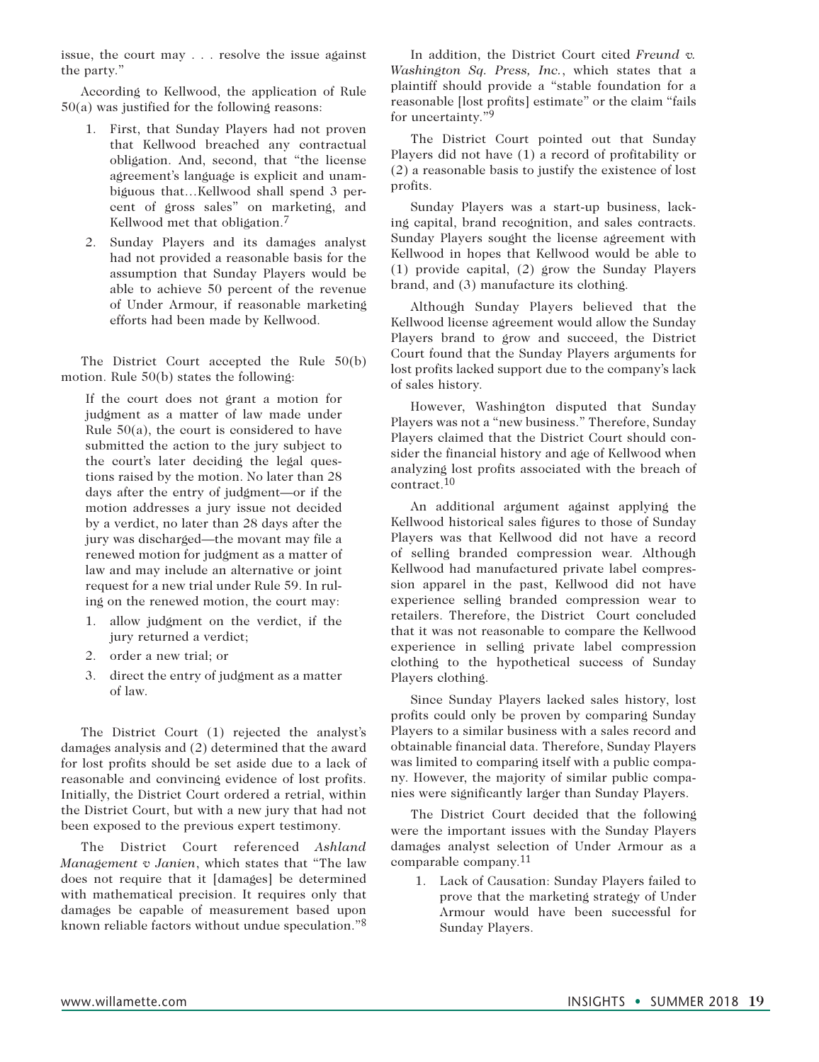issue, the court may . . . resolve the issue against the party."

According to Kellwood, the application of Rule 50(a) was justified for the following reasons:

1. First, that Sunday Players had not proven that Kellwood breached any contractual obligation. And, second, that "the license agreement's language is explicit and unambiguous that…Kellwood shall spend 3 percent of gross sales" on marketing, and Kellwood met that obligation.[7]
2. Sunday Players and its damages analyst had not provided a reasonable basis for the assumption that Sunday Players would be able to achieve 50 percent of the revenue of Under Armour, if reasonable marketing efforts had been made by Kellwood.

The District Court accepted the Rule 50(b) motion. Rule 50(b) states the following:

> If the court does not grant a motion for judgment as a matter of law made under Rule 50(a), the court is considered to have submitted the action to the jury subject to the court's later deciding the legal questions raised by the motion. No later than 28 days after the entry of judgment—or if the motion addresses a jury issue not decided by a verdict, no later than 28 days after the jury was discharged—the movant may file a renewed motion for judgment as a matter of law and may include an alternative or joint request for a new trial under Rule 59. In ruling on the renewed motion, the court may:
>
> 1. allow judgment on the verdict, if the jury returned a verdict;
> 2. order a new trial; or
> 3. direct the entry of judgment as a matter of law.

The District Court (1) rejected the analyst's damages analysis and (2) determined that the award for lost profits should be set aside due to a lack of reasonable and convincing evidence of lost profits. Initially, the District Court ordered a retrial, within the District Court, but with a new jury that had not been exposed to the previous expert testimony.

The District Court referenced *Ashland Management v Janien*, which states that "The law does not require that it [damages] be determined with mathematical precision. It requires only that damages be capable of measurement based upon known reliable factors without undue speculation."[8]

In addition, the District Court cited *Freund v. Washington Sq. Press, Inc.*, which states that a plaintiff should provide a "stable foundation for a reasonable [lost profits] estimate" or the claim "fails for uncertainty."[9]

The District Court pointed out that Sunday Players did not have (1) a record of profitability or (2) a reasonable basis to justify the existence of lost profits.

Sunday Players was a start-up business, lacking capital, brand recognition, and sales contracts. Sunday Players sought the license agreement with Kellwood in hopes that Kellwood would be able to (1) provide capital, (2) grow the Sunday Players brand, and (3) manufacture its clothing.

Although Sunday Players believed that the Kellwood license agreement would allow the Sunday Players brand to grow and succeed, the District Court found that the Sunday Players arguments for lost profits lacked support due to the company's lack of sales history.

However, Washington disputed that Sunday Players was not a "new business." Therefore, Sunday Players claimed that the District Court should consider the financial history and age of Kellwood when analyzing lost profits associated with the breach of contract.[10]

An additional argument against applying the Kellwood historical sales figures to those of Sunday Players was that Kellwood did not have a record of selling branded compression wear. Although Kellwood had manufactured private label compression apparel in the past, Kellwood did not have experience selling branded compression wear to retailers. Therefore, the District Court concluded that it was not reasonable to compare the Kellwood experience in selling private label compression clothing to the hypothetical success of Sunday Players clothing.

Since Sunday Players lacked sales history, lost profits could only be proven by comparing Sunday Players to a similar business with a sales record and obtainable financial data. Therefore, Sunday Players was limited to comparing itself with a public company. However, the majority of similar public companies were significantly larger than Sunday Players.

The District Court decided that the following were the important issues with the Sunday Players damages analyst selection of Under Armour as a comparable company.[11]

1. Lack of Causation: Sunday Players failed to prove that the marketing strategy of Under Armour would have been successful for Sunday Players.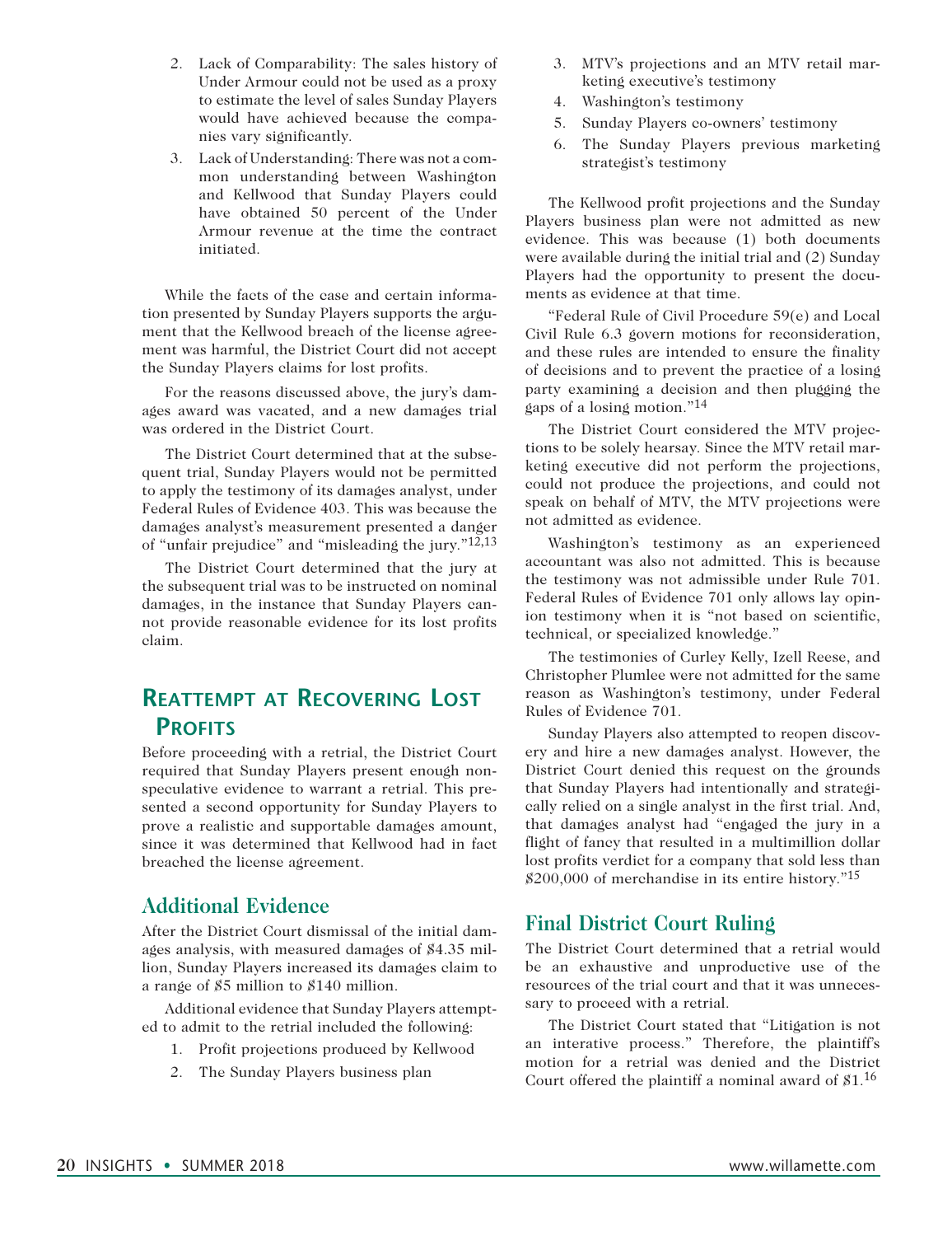2. Lack of Comparability: The sales history of Under Armour could not be used as a proxy to estimate the level of sales Sunday Players would have achieved because the companies vary significantly.
3. Lack of Understanding: There was not a common understanding between Washington and Kellwood that Sunday Players could have obtained 50 percent of the Under Armour revenue at the time the contract initiated.

While the facts of the case and certain information presented by Sunday Players supports the argument that the Kellwood breach of the license agreement was harmful, the District Court did not accept the Sunday Players claims for lost profits.

For the reasons discussed above, the jury's damages award was vacated, and a new damages trial was ordered in the District Court.

The District Court determined that at the subsequent trial, Sunday Players would not be permitted to apply the testimony of its damages analyst, under Federal Rules of Evidence 403. This was because the damages analyst's measurement presented a danger of "unfair prejudice" and "misleading the jury."[12,13]

The District Court determined that the jury at the subsequent trial was to be instructed on nominal damages, in the instance that Sunday Players cannot provide reasonable evidence for its lost profits claim.

## Reattempt at Recovering Lost Profits

Before proceeding with a retrial, the District Court required that Sunday Players present enough nonspeculative evidence to warrant a retrial. This presented a second opportunity for Sunday Players to prove a realistic and supportable damages amount, since it was determined that Kellwood had in fact breached the license agreement.

### Additional Evidence

After the District Court dismissal of the initial damages analysis, with measured damages of $4.35 million, Sunday Players increased its damages claim to a range of $5 million to $140 million.

Additional evidence that Sunday Players attempted to admit to the retrial included the following:

1. Profit projections produced by Kellwood
2. The Sunday Players business plan
3. MTV's projections and an MTV retail marketing executive's testimony
4. Washington's testimony
5. Sunday Players co-owners' testimony
6. The Sunday Players previous marketing strategist's testimony

The Kellwood profit projections and the Sunday Players business plan were not admitted as new evidence. This was because (1) both documents were available during the initial trial and (2) Sunday Players had the opportunity to present the documents as evidence at that time.

"Federal Rule of Civil Procedure 59(e) and Local Civil Rule 6.3 govern motions for reconsideration, and these rules are intended to ensure the finality of decisions and to prevent the practice of a losing party examining a decision and then plugging the gaps of a losing motion."[14]

The District Court considered the MTV projections to be solely hearsay. Since the MTV retail marketing executive did not perform the projections, could not produce the projections, and could not speak on behalf of MTV, the MTV projections were not admitted as evidence.

Washington's testimony as an experienced accountant was also not admitted. This is because the testimony was not admissible under Rule 701. Federal Rules of Evidence 701 only allows lay opinion testimony when it is "not based on scientific, technical, or specialized knowledge."

The testimonies of Curley Kelly, Izell Reese, and Christopher Plumlee were not admitted for the same reason as Washington's testimony, under Federal Rules of Evidence 701.

Sunday Players also attempted to reopen discovery and hire a new damages analyst. However, the District Court denied this request on the grounds that Sunday Players had intentionally and strategically relied on a single analyst in the first trial. And, that damages analyst had "engaged the jury in a flight of fancy that resulted in a multimillion dollar lost profits verdict for a company that sold less than $200,000 of merchandise in its entire history."[15]

### Final District Court Ruling

The District Court determined that a retrial would be an exhaustive and unproductive use of the resources of the trial court and that it was unnecessary to proceed with a retrial.

The District Court stated that "Litigation is not an interative process." Therefore, the plaintiff's motion for a retrial was denied and the District Court offered the plaintiff a nominal award of $1.[16]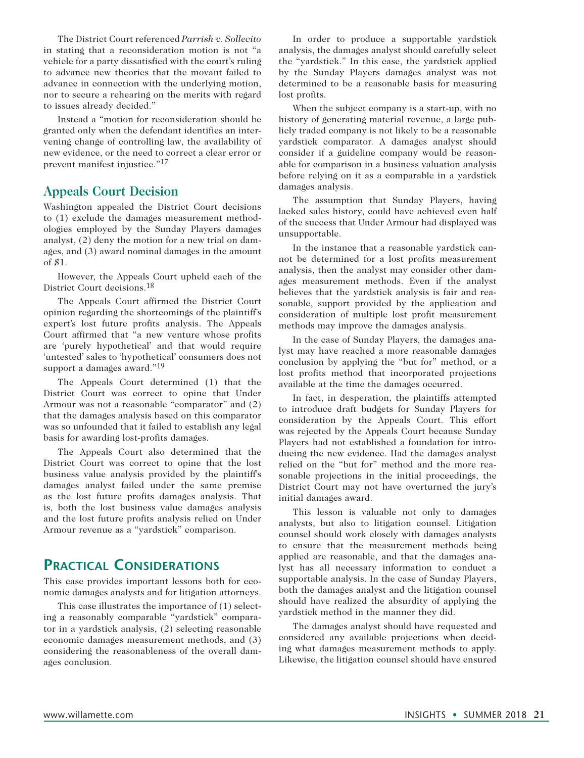The District Court referenced *Parrish v. Sollecito* in stating that a reconsideration motion is not "a vehicle for a party dissatisfied with the court's ruling to advance new theories that the movant failed to advance in connection with the underlying motion, nor to secure a rehearing on the merits with regard to issues already decided."

Instead a "motion for reconsideration should be granted only when the defendant identifies an intervening change of controlling law, the availability of new evidence, or the need to correct a clear error or prevent manifest injustice."[17]

## Appeals Court Decision

Washington appealed the District Court decisions to (1) exclude the damages measurement methodologies employed by the Sunday Players damages analyst, (2) deny the motion for a new trial on damages, and (3) award nominal damages in the amount of $1.

However, the Appeals Court upheld each of the District Court decisions.[18]

The Appeals Court affirmed the District Court opinion regarding the shortcomings of the plaintiff's expert's lost future profits analysis. The Appeals Court affirmed that "a new venture whose profits are 'purely hypothetical' and that would require 'untested' sales to 'hypothetical' consumers does not support a damages award."[19]

The Appeals Court determined (1) that the District Court was correct to opine that Under Armour was not a reasonable "comparator" and (2) that the damages analysis based on this comparator was so unfounded that it failed to establish any legal basis for awarding lost-profits damages.

The Appeals Court also determined that the District Court was correct to opine that the lost business value analysis provided by the plaintiff's damages analyst failed under the same premise as the lost future profits damages analysis. That is, both the lost business value damages analysis and the lost future profits analysis relied on Under Armour revenue as a "yardstick" comparison.

# Practical Considerations

This case provides important lessons both for economic damages analysts and for litigation attorneys.

This case illustrates the importance of (1) selecting a reasonably comparable "yardstick" comparator in a yardstick analysis, (2) selecting reasonable economic damages measurement methods, and (3) considering the reasonableness of the overall damages conclusion.

In order to produce a supportable yardstick analysis, the damages analyst should carefully select the "yardstick." In this case, the yardstick applied by the Sunday Players damages analyst was not determined to be a reasonable basis for measuring lost profits.

When the subject company is a start-up, with no history of generating material revenue, a large publicly traded company is not likely to be a reasonable yardstick comparator. A damages analyst should consider if a guideline company would be reasonable for comparison in a business valuation analysis before relying on it as a comparable in a yardstick damages analysis.

The assumption that Sunday Players, having lacked sales history, could have achieved even half of the success that Under Armour had displayed was unsupportable.

In the instance that a reasonable yardstick cannot be determined for a lost profits measurement analysis, then the analyst may consider other damages measurement methods. Even if the analyst believes that the yardstick analysis is fair and reasonable, support provided by the application and consideration of multiple lost profit measurement methods may improve the damages analysis.

In the case of Sunday Players, the damages analyst may have reached a more reasonable damages conclusion by applying the "but for" method, or a lost profits method that incorporated projections available at the time the damages occurred.

In fact, in desperation, the plaintiffs attempted to introduce draft budgets for Sunday Players for consideration by the Appeals Court. This effort was rejected by the Appeals Court because Sunday Players had not established a foundation for introducing the new evidence. Had the damages analyst relied on the "but for" method and the more reasonable projections in the initial proceedings, the District Court may not have overturned the jury's initial damages award.

This lesson is valuable not only to damages analysts, but also to litigation counsel. Litigation counsel should work closely with damages analysts to ensure that the measurement methods being applied are reasonable, and that the damages analyst has all necessary information to conduct a supportable analysis. In the case of Sunday Players, both the damages analyst and the litigation counsel should have realized the absurdity of applying the yardstick method in the manner they did.

The damages analyst should have requested and considered any available projections when deciding what damages measurement methods to apply. Likewise, the litigation counsel should have ensured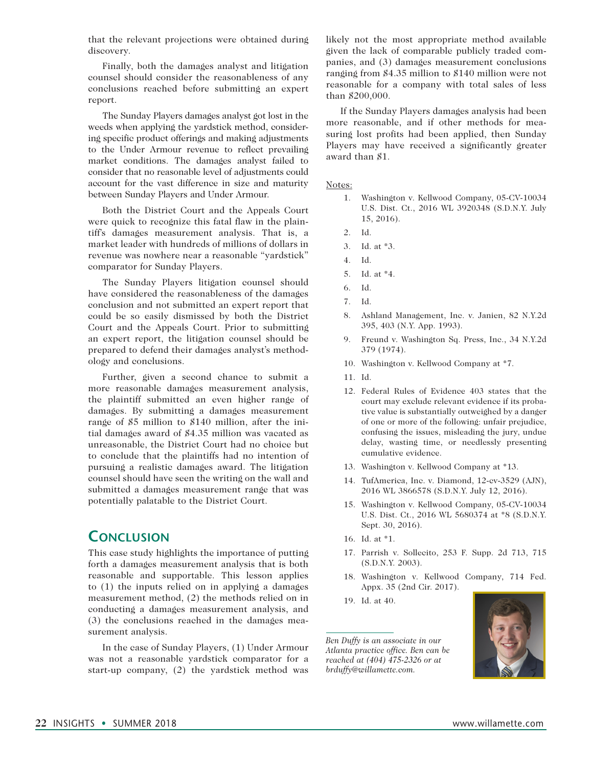that the relevant projections were obtained during discovery.

Finally, both the damages analyst and litigation counsel should consider the reasonableness of any conclusions reached before submitting an expert report.

The Sunday Players damages analyst got lost in the weeds when applying the yardstick method, considering specific product offerings and making adjustments to the Under Armour revenue to reflect prevailing market conditions. The damages analyst failed to consider that no reasonable level of adjustments could account for the vast difference in size and maturity between Sunday Players and Under Armour.

Both the District Court and the Appeals Court were quick to recognize this fatal flaw in the plaintiff's damages measurement analysis. That is, a market leader with hundreds of millions of dollars in revenue was nowhere near a reasonable "yardstick" comparator for Sunday Players.

The Sunday Players litigation counsel should have considered the reasonableness of the damages conclusion and not submitted an expert report that could be so easily dismissed by both the District Court and the Appeals Court. Prior to submitting an expert report, the litigation counsel should be prepared to defend their damages analyst's methodology and conclusions.

Further, given a second chance to submit a more reasonable damages measurement analysis, the plaintiff submitted an even higher range of damages. By submitting a damages measurement range of $5 million to $140 million, after the initial damages award of $4.35 million was vacated as unreasonable, the District Court had no choice but to conclude that the plaintiffs had no intention of pursuing a realistic damages award. The litigation counsel should have seen the writing on the wall and submitted a damages measurement range that was potentially palatable to the District Court.

## Conclusion

This case study highlights the importance of putting forth a damages measurement analysis that is both reasonable and supportable. This lesson applies to (1) the inputs relied on in applying a damages measurement method, (2) the methods relied on in conducting a damages measurement analysis, and (3) the conclusions reached in the damages measurement analysis.

In the case of Sunday Players, (1) Under Armour was not a reasonable yardstick comparator for a start-up company, (2) the yardstick method was likely not the most appropriate method available given the lack of comparable publicly traded companies, and (3) damages measurement conclusions ranging from $4.35 million to $140 million were not reasonable for a company with total sales of less than $200,000.

If the Sunday Players damages analysis had been more reasonable, and if other methods for measuring lost profits had been applied, then Sunday Players may have received a significantly greater award than $1.

Notes:

1. Washington v. Kellwood Company, 05-CV-10034 U.S. Dist. Ct., 2016 WL 3920348 (S.D.N.Y. July 15, 2016).
2. Id.
3. Id. at *3.
4. Id.
5. Id. at *4.
6. Id.
7. Id.
8. Ashland Management, Inc. v. Janien, 82 N.Y.2d 395, 403 (N.Y. App. 1993).
9. Freund v. Washington Sq. Press, Inc., 34 N.Y.2d 379 (1974).
10. Washington v. Kellwood Company at *7.
11. Id.
12. Federal Rules of Evidence 403 states that the court may exclude relevant evidence if its probative value is substantially outweighed by a danger of one or more of the following: unfair prejudice, confusing the issues, misleading the jury, undue delay, wasting time, or needlessly presenting cumulative evidence.
13. Washington v. Kellwood Company at *13.
14. TufAmerica, Inc. v. Diamond, 12-cv-3529 (AJN), 2016 WL 3866578 (S.D.N.Y. July 12, 2016).
15. Washington v. Kellwood Company, 05-CV-10034 U.S. Dist. Ct., 2016 WL 5680374 at *8 (S.D.N.Y. Sept. 30, 2016).
16. Id. at *1.
17. Parrish v. Sollecito, 253 F. Supp. 2d 713, 715 (S.D.N.Y. 2003).
18. Washington v. Kellwood Company, 714 Fed. Appx. 35 (2nd Cir. 2017).
19. Id. at 40.

*Ben Duffy is an associate in our Atlanta practice office. Ben can be reached at (404) 475-2326 or at brduffy@willamette.com.*